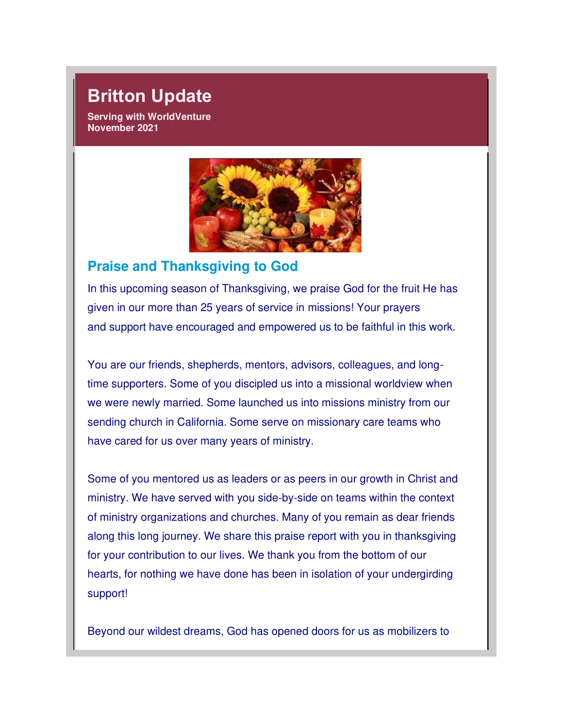# Britton Update

**Serving with WorldVenture**
**November 2021**

## Praise and Thanksgiving to God

In this upcoming season of Thanksgiving, we praise God for the fruit He has given in our more than 25 years of service in missions! Your prayers and support have encouraged and empowered us to be faithful in this work.

You are our friends, shepherds, mentors, advisors, colleagues, and long-time supporters. Some of you discipled us into a missional worldview when we were newly married. Some launched us into missions ministry from our sending church in California. Some serve on missionary care teams who have cared for us over many years of ministry.

Some of you mentored us as leaders or as peers in our growth in Christ and ministry. We have served with you side-by-side on teams within the context of ministry organizations and churches. Many of you remain as dear friends along this long journey. We share this praise report with you in thanksgiving for your contribution to our lives. We thank you from the bottom of our hearts, for nothing we have done has been in isolation of your undergirding support!

Beyond our wildest dreams, God has opened doors for us as mobilizers to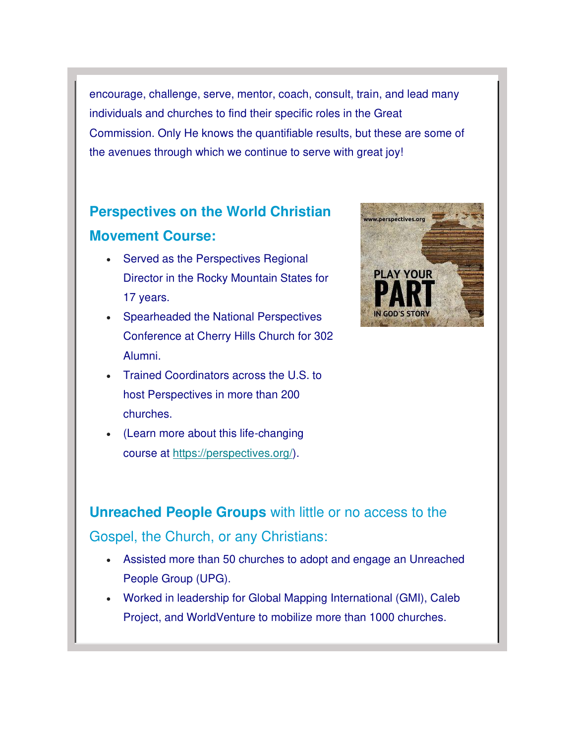encourage, challenge, serve, mentor, coach, consult, train, and lead many individuals and churches to find their specific roles in the Great Commission. Only He knows the quantifiable results, but these are some of the avenues through which we continue to serve with great joy!

## Perspectives on the World Christian Movement Course:

- Served as the Perspectives Regional Director in the Rocky Mountain States for 17 years.
- Spearheaded the National Perspectives Conference at Cherry Hills Church for 302 Alumni.
- Trained Coordinators across the U.S. to host Perspectives in more than 200 churches.
- (Learn more about this life-changing course at [https://perspectives.org/](https://perspectives.org/)).

## **Unreached People Groups** with little or no access to the Gospel, the Church, or any Christians:

- Assisted more than 50 churches to adopt and engage an Unreached People Group (UPG).
- Worked in leadership for Global Mapping International (GMI), Caleb Project, and WorldVenture to mobilize more than 1000 churches.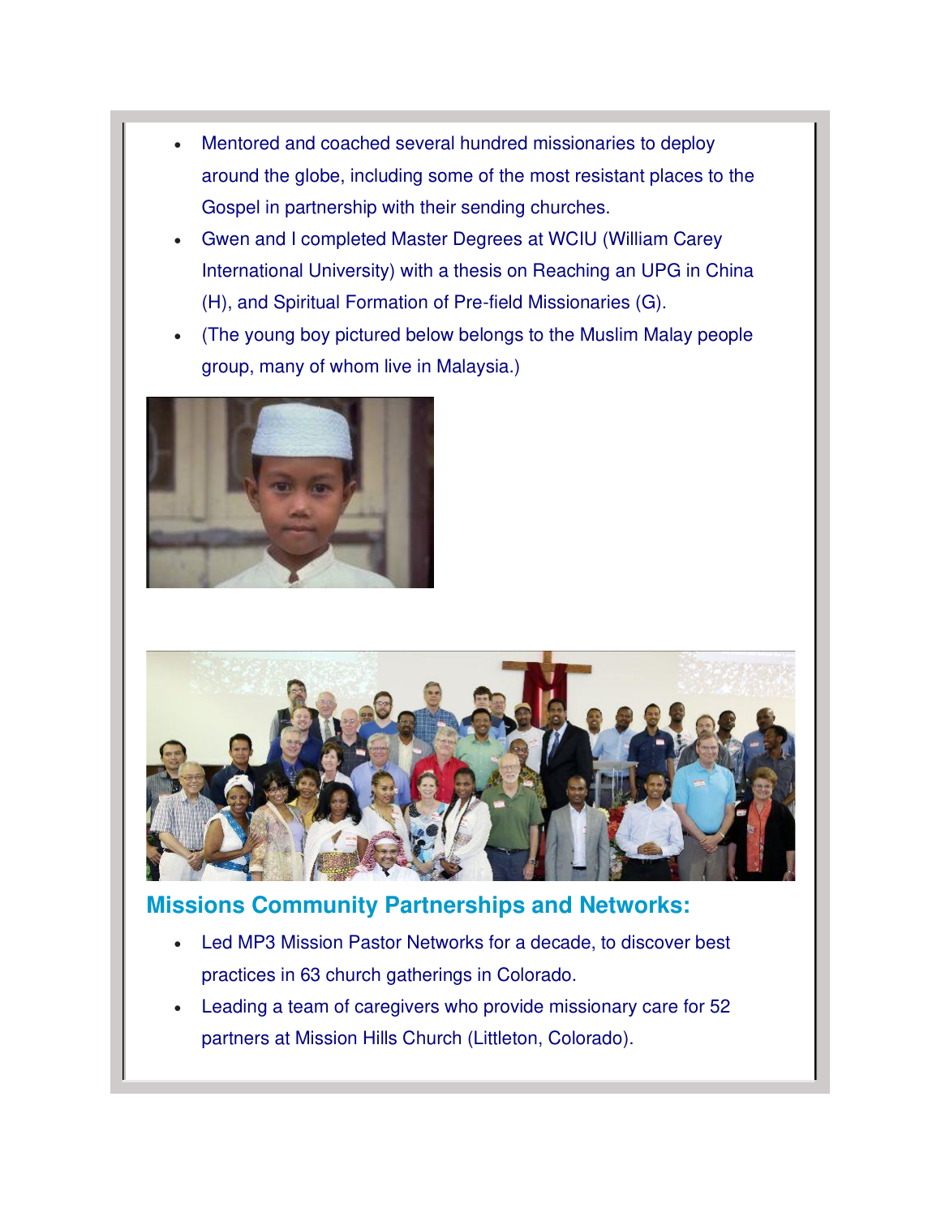- Mentored and coached several hundred missionaries to deploy around the globe, including some of the most resistant places to the Gospel in partnership with their sending churches.
- Gwen and I completed Master Degrees at WCIU (William Carey International University) with a thesis on Reaching an UPG in China (H), and Spiritual Formation of Pre-field Missionaries (G).
- (The young boy pictured below belongs to the Muslim Malay people group, many of whom live in Malaysia.)

## Missions Community Partnerships and Networks:

- Led MP3 Mission Pastor Networks for a decade, to discover best practices in 63 church gatherings in Colorado.
- Leading a team of caregivers who provide missionary care for 52 partners at Mission Hills Church (Littleton, Colorado).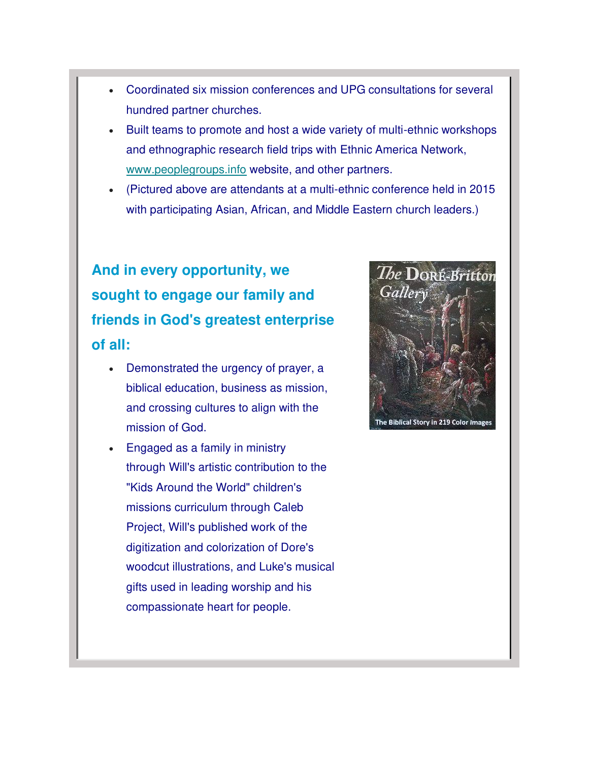- Coordinated six mission conferences and UPG consultations for several hundred partner churches.
- Built teams to promote and host a wide variety of multi-ethnic workshops and ethnographic research field trips with Ethnic America Network, www.peoplegroups.info website, and other partners.
- (Pictured above are attendants at a multi-ethnic conference held in 2015 with participating Asian, African, and Middle Eastern church leaders.)

## And in every opportunity, we sought to engage our family and friends in God's greatest enterprise of all:

- Demonstrated the urgency of prayer, a biblical education, business as mission, and crossing cultures to align with the mission of God.
- Engaged as a family in ministry through Will's artistic contribution to the "Kids Around the World" children's missions curriculum through Caleb Project, Will's published work of the digitization and colorization of Dore's woodcut illustrations, and Luke's musical gifts used in leading worship and his compassionate heart for people.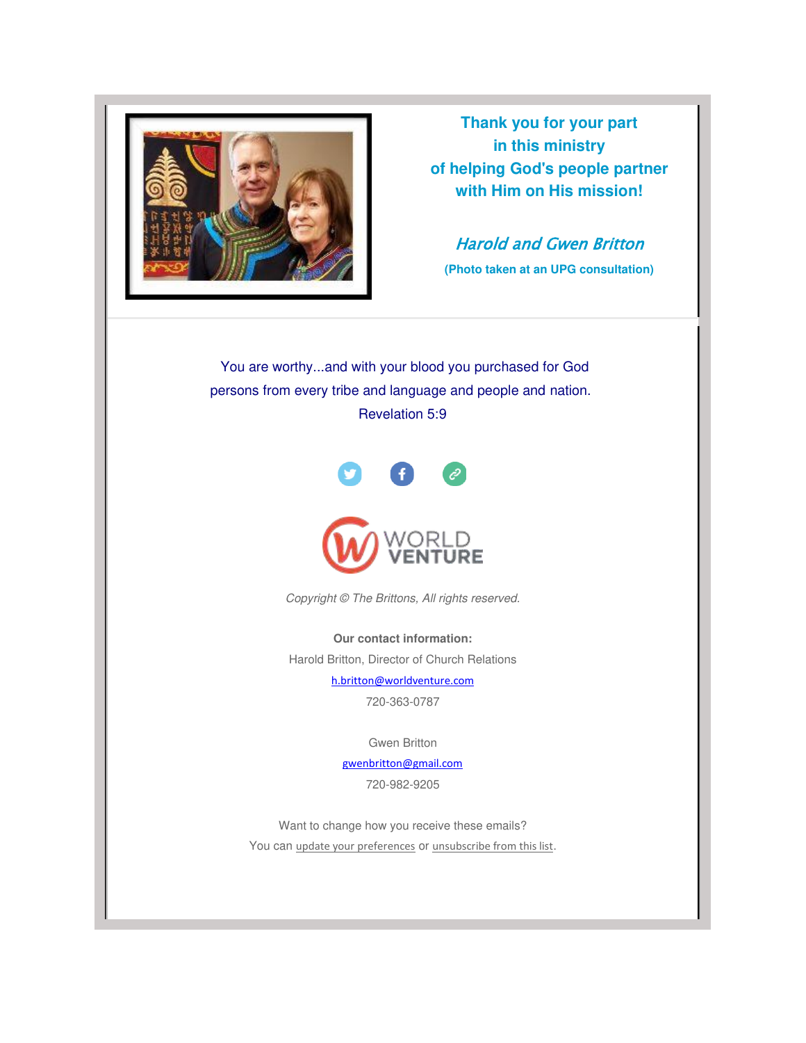**Thank you for your part in this ministry of helping God's people partner with Him on His mission!**

***Harold and Gwen Britton***

**(Photo taken at an UPG consultation)**

You are worthy...and with your blood you purchased for God persons from every tribe and language and people and nation.
Revelation 5:9

WORLD VENTURE

*Copyright © The Brittons, All rights reserved.*

**Our contact information:**

Harold Britton, Director of Church Relations
h.britton@worldventure.com
720-363-0787

Gwen Britton
gwenbritton@gmail.com
720-982-9205

Want to change how you receive these emails?
You can update your preferences or unsubscribe from this list.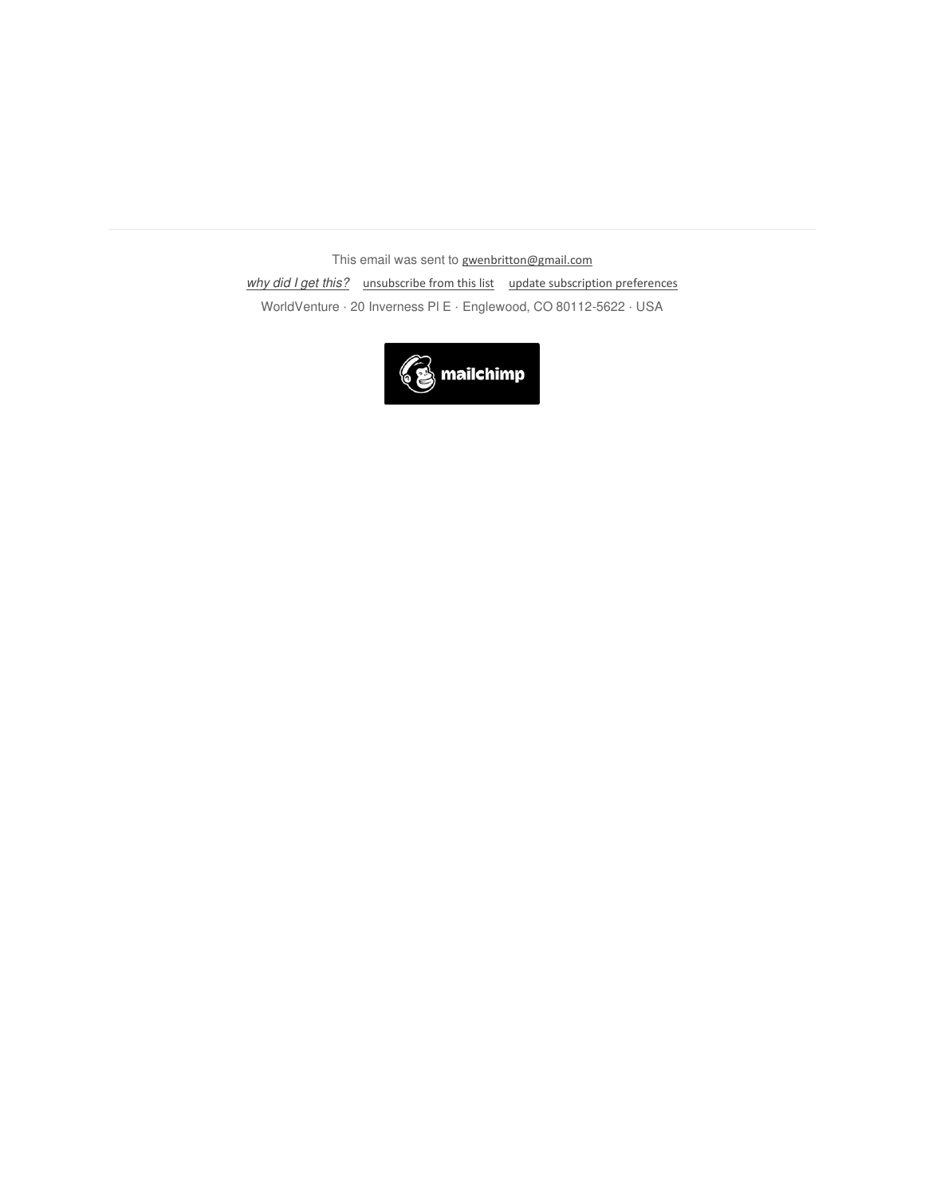This email was sent to gwenbritton@gmail.com

*why did I get this?* unsubscribe from this list update subscription preferences

WorldVenture · 20 Inverness Pl E · Englewood, CO 80112-5622 · USA

mailchimp